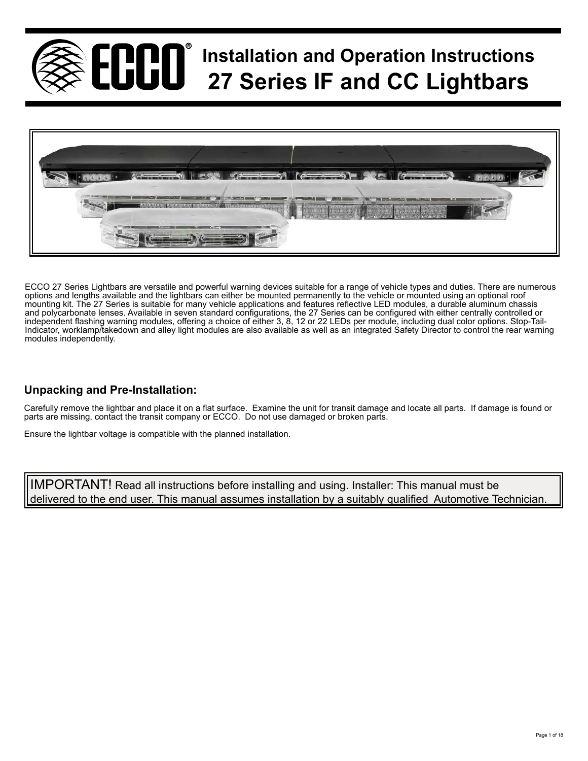# Installation and Operation Instructions
# 27 Series IF and CC Lightbars

ECCO 27 Series Lightbars are versatile and powerful warning devices suitable for a range of vehicle types and duties. There are numerous options and lengths available and the lightbars can either be mounted permanently to the vehicle or mounted using an optional roof mounting kit. The 27 Series is suitable for many vehicle applications and features reflective LED modules, a durable aluminum chassis and polycarbonate lenses. Available in seven standard configurations, the 27 Series can be configured with either centrally controlled or independent flashing warning modules, offering a choice of either 3, 8, 12 or 22 LEDs per module, including dual color options. Stop-Tail-Indicator, worklamp/takedown and alley light modules are also available as well as an integrated Safety Director to control the rear warning modules independently.

## Unpacking and Pre-Installation:

Carefully remove the lightbar and place it on a flat surface. Examine the unit for transit damage and locate all parts. If damage is found or parts are missing, contact the transit company or ECCO. Do not use damaged or broken parts.

Ensure the lightbar voltage is compatible with the planned installation.

IMPORTANT! Read all instructions before installing and using. Installer: This manual must be delivered to the end user. This manual assumes installation by a suitably qualified Automotive Technician.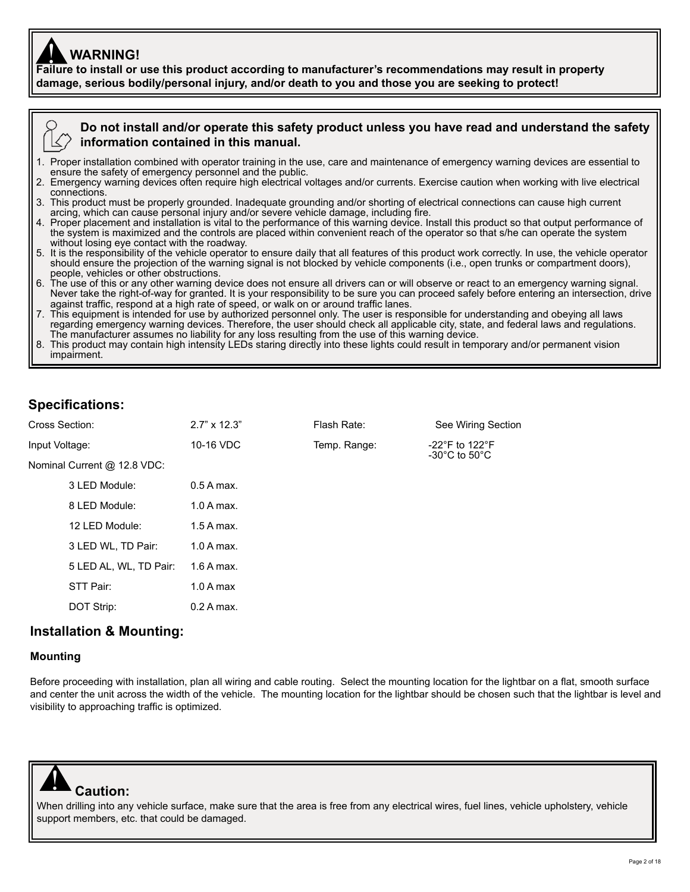**WARNING!**

**Failure to install or use this product according to manufacturer's recommendations may result in property damage, serious bodily/personal injury, and/or death to you and those you are seeking to protect!**

**Do not install and/or operate this safety product unless you have read and understand the safety information contained in this manual.**

1. Proper installation combined with operator training in the use, care and maintenance of emergency warning devices are essential to ensure the safety of emergency personnel and the public.
2. Emergency warning devices often require high electrical voltages and/or currents. Exercise caution when working with live electrical connections.
3. This product must be properly grounded. Inadequate grounding and/or shorting of electrical connections can cause high current arcing, which can cause personal injury and/or severe vehicle damage, including fire.
4. Proper placement and installation is vital to the performance of this warning device. Install this product so that output performance of the system is maximized and the controls are placed within convenient reach of the operator so that s/he can operate the system without losing eye contact with the roadway.
5. It is the responsibility of the vehicle operator to ensure daily that all features of this product work correctly. In use, the vehicle operator should ensure the projection of the warning signal is not blocked by vehicle components (i.e., open trunks or compartment doors), people, vehicles or other obstructions.
6. The use of this or any other warning device does not ensure all drivers can or will observe or react to an emergency warning signal. Never take the right-of-way for granted. It is your responsibility to be sure you can proceed safely before entering an intersection, drive against traffic, respond at a high rate of speed, or walk on or around traffic lanes.
7. This equipment is intended for use by authorized personnel only. The user is responsible for understanding and obeying all laws regarding emergency warning devices. Therefore, the user should check all applicable city, state, and federal laws and regulations. The manufacturer assumes no liability for any loss resulting from the use of this warning device.
8. This product may contain high intensity LEDs staring directly into these lights could result in temporary and/or permanent vision impairment.

## Specifications:

| | | | |
|---|---|---|---|
| Cross Section: | 2.7" x 12.3" | Flash Rate: | See Wiring Section |
| Input Voltage: | 10-16 VDC | Temp. Range: | -22°F to 122°F<br>-30°C to 50°C |
| Nominal Current @ 12.8 VDC: | | | |
| 3 LED Module: | 0.5 A max. | | |
| 8 LED Module: | 1.0 A max. | | |
| 12 LED Module: | 1.5 A max. | | |
| 3 LED WL, TD Pair: | 1.0 A max. | | |
| 5 LED AL, WL, TD Pair: | 1.6 A max. | | |
| STT Pair: | 1.0 A max | | |
| DOT Strip: | 0.2 A max. | | |

## Installation & Mounting:

### Mounting

Before proceeding with installation, plan all wiring and cable routing. Select the mounting location for the lightbar on a flat, smooth surface and center the unit across the width of the vehicle. The mounting location for the lightbar should be chosen such that the lightbar is level and visibility to approaching traffic is optimized.

**Caution:**

When drilling into any vehicle surface, make sure that the area is free from any electrical wires, fuel lines, vehicle upholstery, vehicle support members, etc. that could be damaged.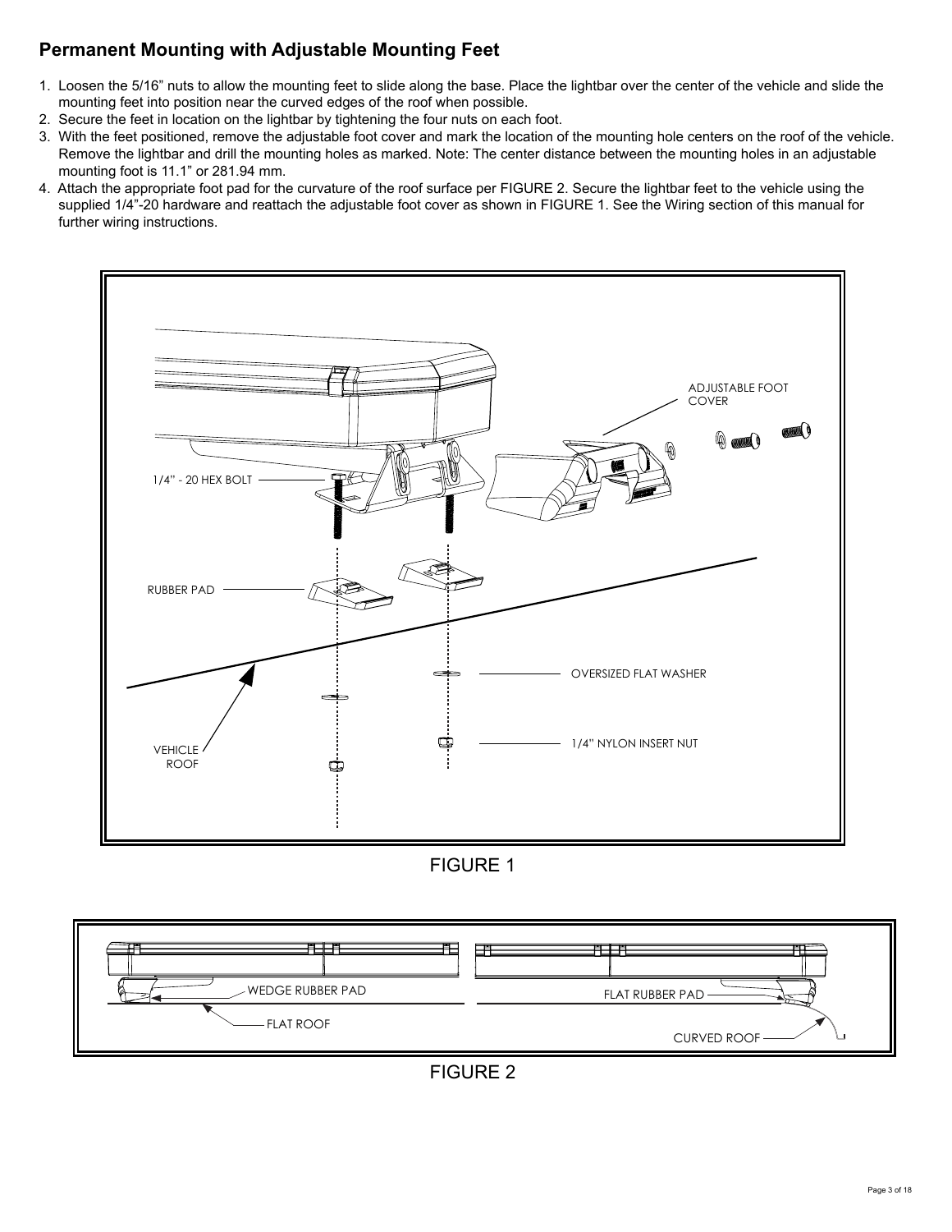## Permanent Mounting with Adjustable Mounting Feet

1. Loosen the 5/16” nuts to allow the mounting feet to slide along the base. Place the lightbar over the center of the vehicle and slide the mounting feet into position near the curved edges of the roof when possible.
2. Secure the feet in location on the lightbar by tightening the four nuts on each foot.
3. With the feet positioned, remove the adjustable foot cover and mark the location of the mounting hole centers on the roof of the vehicle. Remove the lightbar and drill the mounting holes as marked. Note: The center distance between the mounting holes in an adjustable mounting foot is 11.1” or 281.94 mm.
4. Attach the appropriate foot pad for the curvature of the roof surface per FIGURE 2. Secure the lightbar feet to the vehicle using the supplied 1/4”-20 hardware and reattach the adjustable foot cover as shown in FIGURE 1. See the Wiring section of this manual for further wiring instructions.

ADJUSTABLE FOOT COVER

1/4" - 20 HEX BOLT

RUBBER PAD

OVERSIZED FLAT WASHER

VEHICLE ROOF

1/4" NYLON INSERT NUT

FIGURE 1

WEDGE RUBBER PAD

FLAT ROOF

FLAT RUBBER PAD

CURVED ROOF

FIGURE 2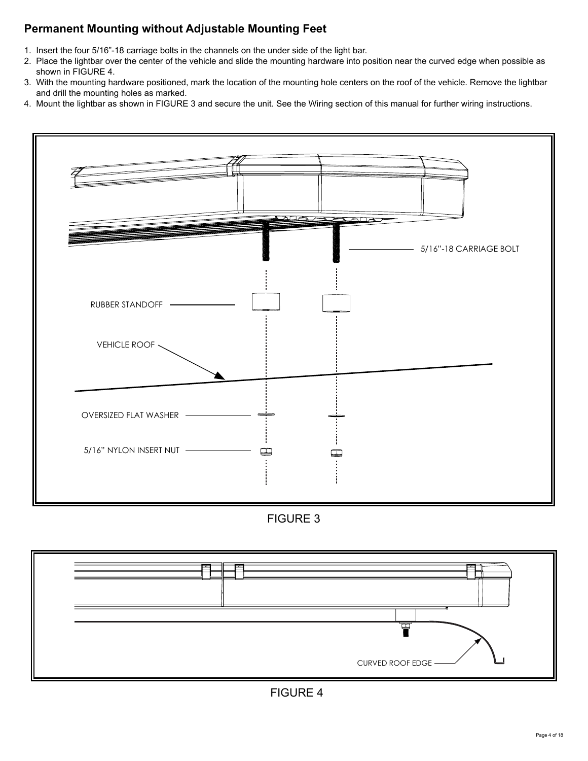## Permanent Mounting without Adjustable Mounting Feet

1. Insert the four 5/16”-18 carriage bolts in the channels on the under side of the light bar.
2. Place the lightbar over the center of the vehicle and slide the mounting hardware into position near the curved edge when possible as shown in FIGURE 4.
3. With the mounting hardware positioned, mark the location of the mounting hole centers on the roof of the vehicle. Remove the lightbar and drill the mounting holes as marked.
4. Mount the lightbar as shown in FIGURE 3 and secure the unit. See the Wiring section of this manual for further wiring instructions.

5/16"-18 CARRIAGE BOLT

RUBBER STANDOFF

VEHICLE ROOF

OVERSIZED FLAT WASHER

5/16" NYLON INSERT NUT

FIGURE 3

CURVED ROOF EDGE

FIGURE 4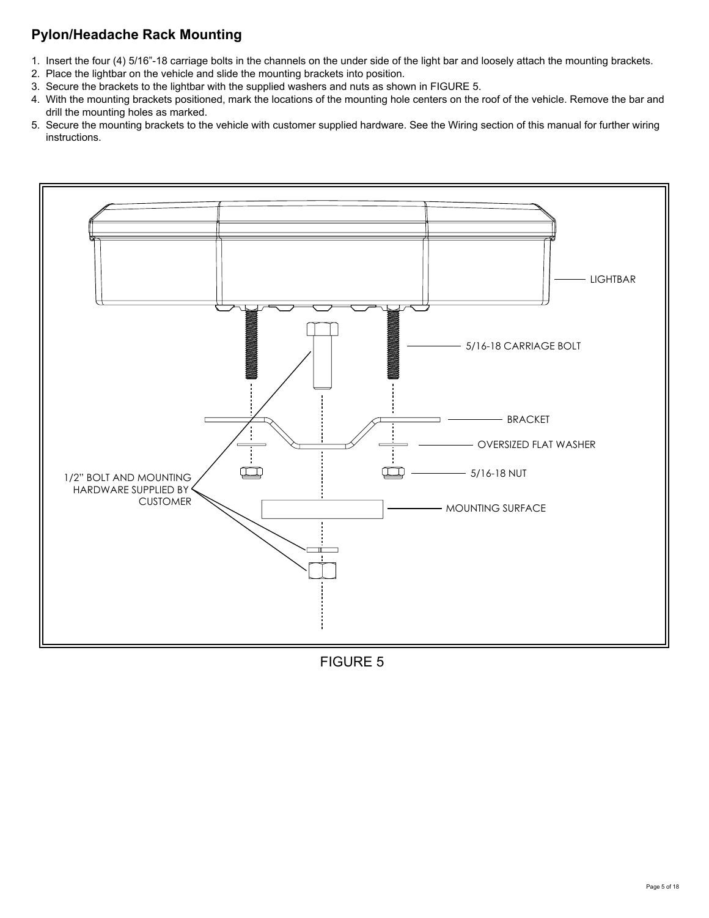## Pylon/Headache Rack Mounting

1. Insert the four (4) 5/16"-18 carriage bolts in the channels on the under side of the light bar and loosely attach the mounting brackets.
2. Place the lightbar on the vehicle and slide the mounting brackets into position.
3. Secure the brackets to the lightbar with the supplied washers and nuts as shown in FIGURE 5.
4. With the mounting brackets positioned, mark the locations of the mounting hole centers on the roof of the vehicle. Remove the bar and drill the mounting holes as marked.
5. Secure the mounting brackets to the vehicle with customer supplied hardware. See the Wiring section of this manual for further wiring instructions.

LIGHTBAR

5/16-18 CARRIAGE BOLT

BRACKET

OVERSIZED FLAT WASHER

5/16-18 NUT

MOUNTING SURFACE

1/2" BOLT AND MOUNTING HARDWARE SUPPLIED BY CUSTOMER

FIGURE 5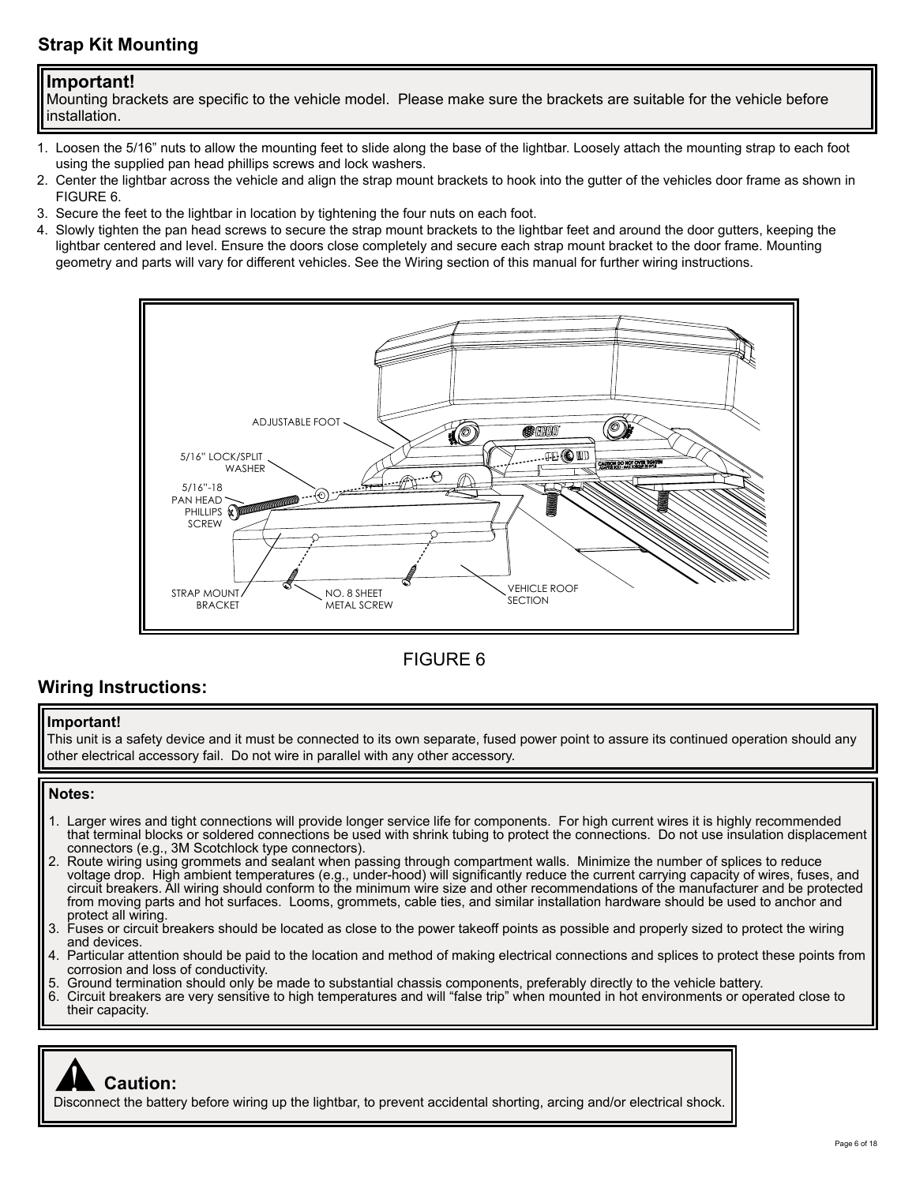## Strap Kit Mounting

**Important!**
Mounting brackets are specific to the vehicle model. Please make sure the brackets are suitable for the vehicle before installation.

1. Loosen the 5/16" nuts to allow the mounting feet to slide along the base of the lightbar. Loosely attach the mounting strap to each foot using the supplied pan head phillips screws and lock washers.
2. Center the lightbar across the vehicle and align the strap mount brackets to hook into the gutter of the vehicles door frame as shown in FIGURE 6.
3. Secure the feet to the lightbar in location by tightening the four nuts on each foot.
4. Slowly tighten the pan head screws to secure the strap mount brackets to the lightbar feet and around the door gutters, keeping the lightbar centered and level. Ensure the doors close completely and secure each strap mount bracket to the door frame. Mounting geometry and parts will vary for different vehicles. See the Wiring section of this manual for further wiring instructions.

ADJUSTABLE FOOT

5/16" LOCK/SPLIT WASHER

5/16"-18 PAN HEAD PHILLIPS SCREW

STRAP MOUNT BRACKET

NO. 8 SHEET METAL SCREW

VEHICLE ROOF SECTION

FIGURE 6

## Wiring Instructions:

**Important!**
This unit is a safety device and it must be connected to its own separate, fused power point to assure its continued operation should any other electrical accessory fail. Do not wire in parallel with any other accessory.

**Notes:**

1. Larger wires and tight connections will provide longer service life for components. For high current wires it is highly recommended that terminal blocks or soldered connections be used with shrink tubing to protect the connections. Do not use insulation displacement connectors (e.g., 3M Scotchlock type connectors).
2. Route wiring using grommets and sealant when passing through compartment walls. Minimize the number of splices to reduce voltage drop. High ambient temperatures (e.g., under-hood) will significantly reduce the current carrying capacity of wires, fuses, and circuit breakers. All wiring should conform to the minimum wire size and other recommendations of the manufacturer and be protected from moving parts and hot surfaces. Looms, grommets, cable ties, and similar installation hardware should be used to anchor and protect all wiring.
3. Fuses or circuit breakers should be located as close to the power takeoff points as possible and properly sized to protect the wiring and devices.
4. Particular attention should be paid to the location and method of making electrical connections and splices to protect these points from corrosion and loss of conductivity.
5. Ground termination should only be made to substantial chassis components, preferably directly to the vehicle battery.
6. Circuit breakers are very sensitive to high temperatures and will "false trip" when mounted in hot environments or operated close to their capacity.

**Caution:**
Disconnect the battery before wiring up the lightbar, to prevent accidental shorting, arcing and/or electrical shock.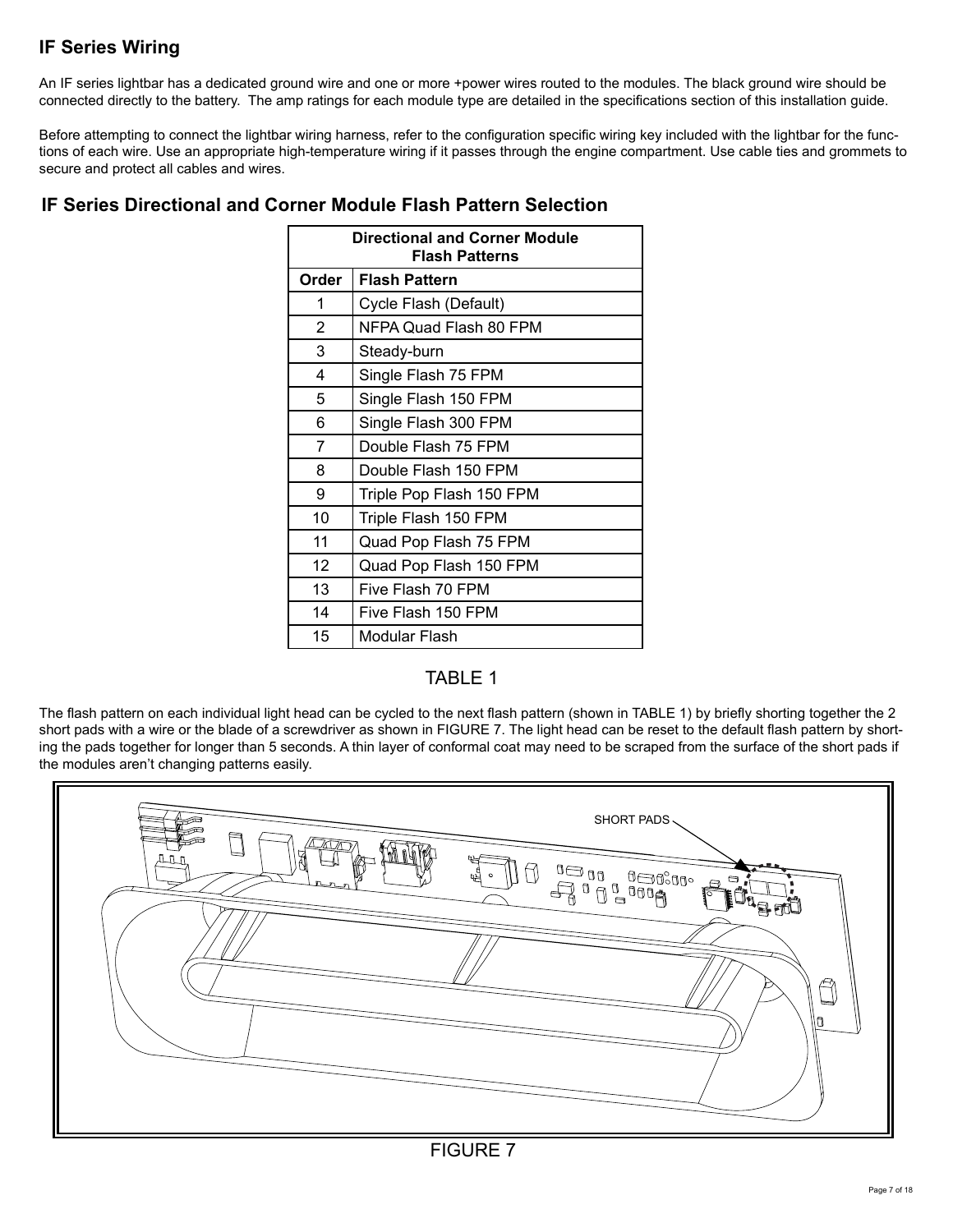## IF Series Wiring

An IF series lightbar has a dedicated ground wire and one or more +power wires routed to the modules. The black ground wire should be connected directly to the battery. The amp ratings for each module type are detailed in the specifications section of this installation guide.

Before attempting to connect the lightbar wiring harness, refer to the configuration specific wiring key included with the lightbar for the functions of each wire. Use an appropriate high-temperature wiring if it passes through the engine compartment. Use cable ties and grommets to secure and protect all cables and wires.

## IF Series Directional and Corner Module Flash Pattern Selection

| Directional and Corner Module Flash Patterns | |
|---|---|
| **Order** | **Flash Pattern** |
| 1 | Cycle Flash (Default) |
| 2 | NFPA Quad Flash 80 FPM |
| 3 | Steady-burn |
| 4 | Single Flash 75 FPM |
| 5 | Single Flash 150 FPM |
| 6 | Single Flash 300 FPM |
| 7 | Double Flash 75 FPM |
| 8 | Double Flash 150 FPM |
| 9 | Triple Pop Flash 150 FPM |
| 10 | Triple Flash 150 FPM |
| 11 | Quad Pop Flash 75 FPM |
| 12 | Quad Pop Flash 150 FPM |
| 13 | Five Flash 70 FPM |
| 14 | Five Flash 150 FPM |
| 15 | Modular Flash |

TABLE 1

The flash pattern on each individual light head can be cycled to the next flash pattern (shown in TABLE 1) by briefly shorting together the 2 short pads with a wire or the blade of a screwdriver as shown in FIGURE 7. The light head can be reset to the default flash pattern by shorting the pads together for longer than 5 seconds. A thin layer of conformal coat may need to be scraped from the surface of the short pads if the modules aren't changing patterns easily.

SHORT PADS

FIGURE 7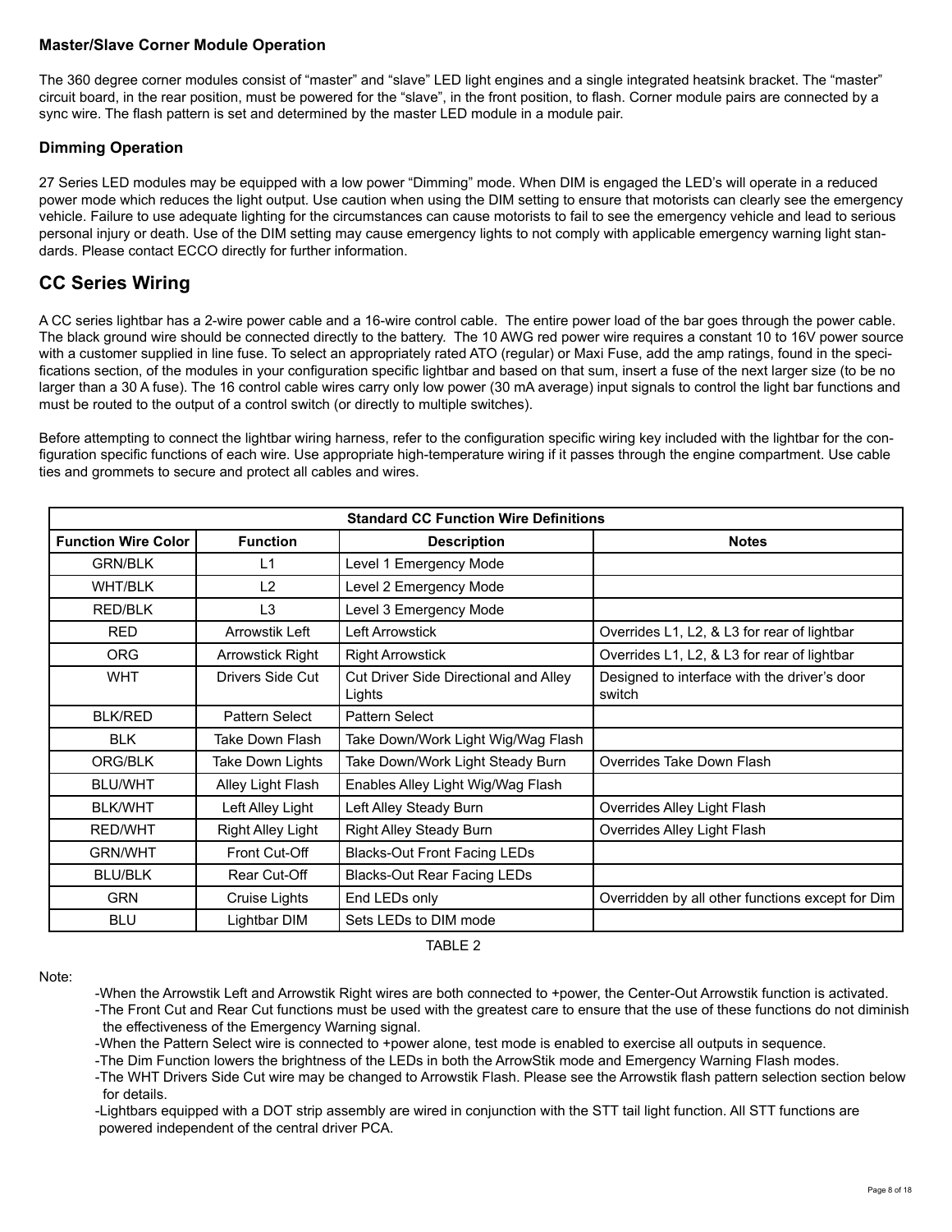### Master/Slave Corner Module Operation

The 360 degree corner modules consist of "master" and "slave" LED light engines and a single integrated heatsink bracket. The "master" circuit board, in the rear position, must be powered for the "slave", in the front position, to flash. Corner module pairs are connected by a sync wire. The flash pattern is set and determined by the master LED module in a module pair.

### Dimming Operation

27 Series LED modules may be equipped with a low power "Dimming" mode. When DIM is engaged the LED's will operate in a reduced power mode which reduces the light output. Use caution when using the DIM setting to ensure that motorists can clearly see the emergency vehicle. Failure to use adequate lighting for the circumstances can cause motorists to fail to see the emergency vehicle and lead to serious personal injury or death. Use of the DIM setting may cause emergency lights to not comply with applicable emergency warning light standards. Please contact ECCO directly for further information.

## CC Series Wiring

A CC series lightbar has a 2-wire power cable and a 16-wire control cable. The entire power load of the bar goes through the power cable. The black ground wire should be connected directly to the battery. The 10 AWG red power wire requires a constant 10 to 16V power source with a customer supplied in line fuse. To select an appropriately rated ATO (regular) or Maxi Fuse, add the amp ratings, found in the specifications section, of the modules in your configuration specific lightbar and based on that sum, insert a fuse of the next larger size (to be no larger than a 30 A fuse). The 16 control cable wires carry only low power (30 mA average) input signals to control the light bar functions and must be routed to the output of a control switch (or directly to multiple switches).

Before attempting to connect the lightbar wiring harness, refer to the configuration specific wiring key included with the lightbar for the configuration specific functions of each wire. Use appropriate high-temperature wiring if it passes through the engine compartment. Use cable ties and grommets to secure and protect all cables and wires.

| Standard CC Function Wire Definitions | | | |
|---|---|---|---|
| **Function Wire Color** | **Function** | **Description** | **Notes** |
| GRN/BLK | L1 | Level 1 Emergency Mode | |
| WHT/BLK | L2 | Level 2 Emergency Mode | |
| RED/BLK | L3 | Level 3 Emergency Mode | |
| RED | Arrowstik Left | Left Arrowstick | Overrides L1, L2, & L3 for rear of lightbar |
| ORG | Arrowstick Right | Right Arrowstick | Overrides L1, L2, & L3 for rear of lightbar |
| WHT | Drivers Side Cut | Cut Driver Side Directional and Alley Lights | Designed to interface with the driver's door switch |
| BLK/RED | Pattern Select | Pattern Select | |
| BLK | Take Down Flash | Take Down/Work Light Wig/Wag Flash | |
| ORG/BLK | Take Down Lights | Take Down/Work Light Steady Burn | Overrides Take Down Flash |
| BLU/WHT | Alley Light Flash | Enables Alley Light Wig/Wag Flash | |
| BLK/WHT | Left Alley Light | Left Alley Steady Burn | Overrides Alley Light Flash |
| RED/WHT | Right Alley Light | Right Alley Steady Burn | Overrides Alley Light Flash |
| GRN/WHT | Front Cut-Off | Blacks-Out Front Facing LEDs | |
| BLU/BLK | Rear Cut-Off | Blacks-Out Rear Facing LEDs | |
| GRN | Cruise Lights | End LEDs only | Overridden by all other functions except for Dim |
| BLU | Lightbar DIM | Sets LEDs to DIM mode | |

TABLE 2

Note:

- When the Arrowstik Left and Arrowstik Right wires are both connected to +power, the Center-Out Arrowstik function is activated.
- The Front Cut and Rear Cut functions must be used with the greatest care to ensure that the use of these functions do not diminish the effectiveness of the Emergency Warning signal.
- When the Pattern Select wire is connected to +power alone, test mode is enabled to exercise all outputs in sequence.
- The Dim Function lowers the brightness of the LEDs in both the ArrowStik mode and Emergency Warning Flash modes.
- The WHT Drivers Side Cut wire may be changed to Arrowstik Flash. Please see the Arrowstik flash pattern selection section below for details.
- Lightbars equipped with a DOT strip assembly are wired in conjunction with the STT tail light function. All STT functions are powered independent of the central driver PCA.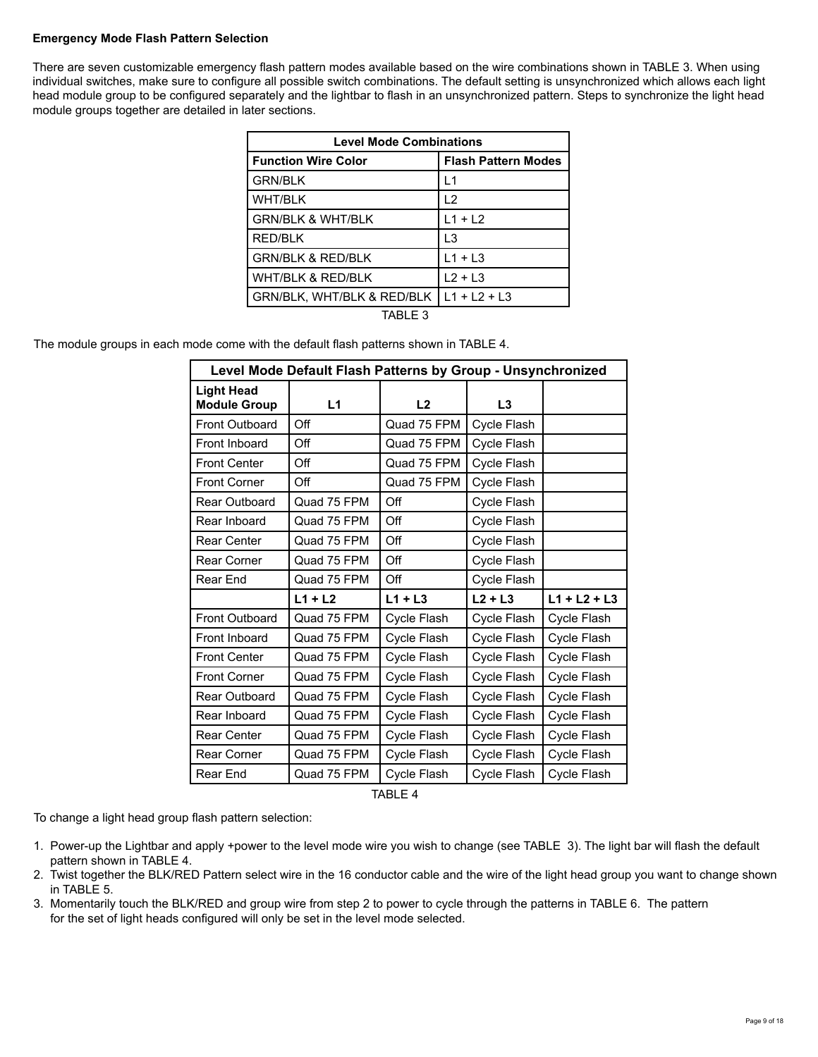**Emergency Mode Flash Pattern Selection**

There are seven customizable emergency flash pattern modes available based on the wire combinations shown in TABLE 3. When using individual switches, make sure to configure all possible switch combinations. The default setting is unsynchronized which allows each light head module group to be configured separately and the lightbar to flash in an unsynchronized pattern. Steps to synchronize the light head module groups together are detailed in later sections.

| Level Mode Combinations | |
|---|---|
| **Function Wire Color** | **Flash Pattern Modes** |
| GRN/BLK | L1 |
| WHT/BLK | L2 |
| GRN/BLK & WHT/BLK | L1 + L2 |
| RED/BLK | L3 |
| GRN/BLK & RED/BLK | L1 + L3 |
| WHT/BLK & RED/BLK | L2 + L3 |
| GRN/BLK, WHT/BLK & RED/BLK | L1 + L2 + L3 |

TABLE 3

The module groups in each mode come with the default flash patterns shown in TABLE 4.

| Level Mode Default Flash Patterns by Group - Unsynchronized | | | | |
|---|---|---|---|---|
| **Light Head Module Group** | **L1** | **L2** | **L3** | |
| Front Outboard | Off | Quad 75 FPM | Cycle Flash | |
| Front Inboard | Off | Quad 75 FPM | Cycle Flash | |
| Front Center | Off | Quad 75 FPM | Cycle Flash | |
| Front Corner | Off | Quad 75 FPM | Cycle Flash | |
| Rear Outboard | Quad 75 FPM | Off | Cycle Flash | |
| Rear Inboard | Quad 75 FPM | Off | Cycle Flash | |
| Rear Center | Quad 75 FPM | Off | Cycle Flash | |
| Rear Corner | Quad 75 FPM | Off | Cycle Flash | |
| Rear End | Quad 75 FPM | Off | Cycle Flash | |
| | **L1 + L2** | **L1 + L3** | **L2 + L3** | **L1 + L2 + L3** |
| Front Outboard | Quad 75 FPM | Cycle Flash | Cycle Flash | Cycle Flash |
| Front Inboard | Quad 75 FPM | Cycle Flash | Cycle Flash | Cycle Flash |
| Front Center | Quad 75 FPM | Cycle Flash | Cycle Flash | Cycle Flash |
| Front Corner | Quad 75 FPM | Cycle Flash | Cycle Flash | Cycle Flash |
| Rear Outboard | Quad 75 FPM | Cycle Flash | Cycle Flash | Cycle Flash |
| Rear Inboard | Quad 75 FPM | Cycle Flash | Cycle Flash | Cycle Flash |
| Rear Center | Quad 75 FPM | Cycle Flash | Cycle Flash | Cycle Flash |
| Rear Corner | Quad 75 FPM | Cycle Flash | Cycle Flash | Cycle Flash |
| Rear End | Quad 75 FPM | Cycle Flash | Cycle Flash | Cycle Flash |

TABLE 4

To change a light head group flash pattern selection:

1. Power-up the Lightbar and apply +power to the level mode wire you wish to change (see TABLE 3). The light bar will flash the default pattern shown in TABLE 4.
2. Twist together the BLK/RED Pattern select wire in the 16 conductor cable and the wire of the light head group you want to change shown in TABLE 5.
3. Momentarily touch the BLK/RED and group wire from step 2 to power to cycle through the patterns in TABLE 6. The pattern for the set of light heads configured will only be set in the level mode selected.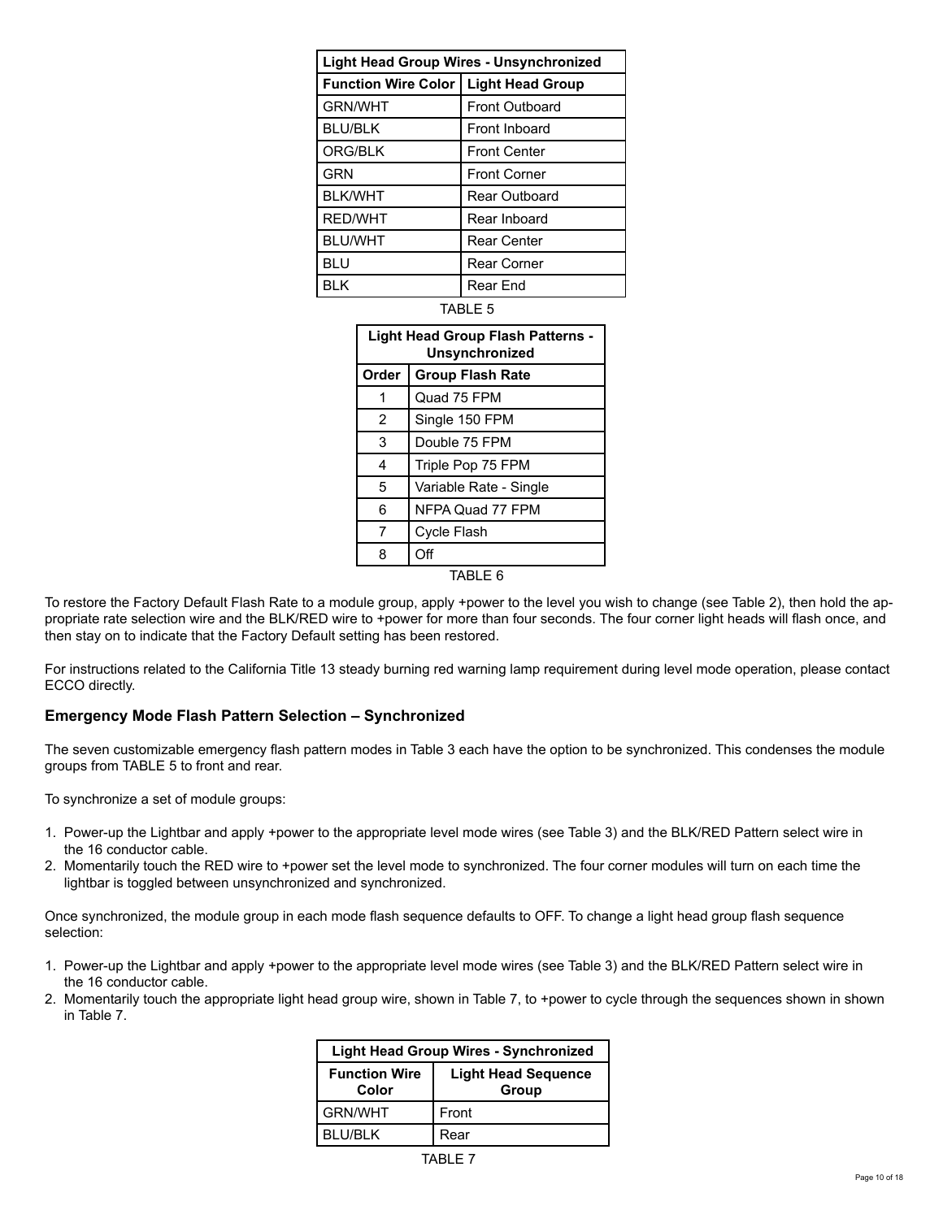| Light Head Group Wires - Unsynchronized | |
|---|---|
| **Function Wire Color** | **Light Head Group** |
| GRN/WHT | Front Outboard |
| BLU/BLK | Front Inboard |
| ORG/BLK | Front Center |
| GRN | Front Corner |
| BLK/WHT | Rear Outboard |
| RED/WHT | Rear Inboard |
| BLU/WHT | Rear Center |
| BLU | Rear Corner |
| BLK | Rear End |

TABLE 5

| Light Head Group Flash Patterns - Unsynchronized | |
|---|---|
| **Order** | **Group Flash Rate** |
| 1 | Quad 75 FPM |
| 2 | Single 150 FPM |
| 3 | Double 75 FPM |
| 4 | Triple Pop 75 FPM |
| 5 | Variable Rate - Single |
| 6 | NFPA Quad 77 FPM |
| 7 | Cycle Flash |
| 8 | Off |

TABLE 6

To restore the Factory Default Flash Rate to a module group, apply +power to the level you wish to change (see Table 2), then hold the appropriate rate selection wire and the BLK/RED wire to +power for more than four seconds. The four corner light heads will flash once, and then stay on to indicate that the Factory Default setting has been restored.

For instructions related to the California Title 13 steady burning red warning lamp requirement during level mode operation, please contact ECCO directly.

### Emergency Mode Flash Pattern Selection – Synchronized

The seven customizable emergency flash pattern modes in Table 3 each have the option to be synchronized. This condenses the module groups from TABLE 5 to front and rear.

To synchronize a set of module groups:

1. Power-up the Lightbar and apply +power to the appropriate level mode wires (see Table 3) and the BLK/RED Pattern select wire in the 16 conductor cable.
2. Momentarily touch the RED wire to +power set the level mode to synchronized. The four corner modules will turn on each time the lightbar is toggled between unsynchronized and synchronized.

Once synchronized, the module group in each mode flash sequence defaults to OFF. To change a light head group flash sequence selection:

1. Power-up the Lightbar and apply +power to the appropriate level mode wires (see Table 3) and the BLK/RED Pattern select wire in the 16 conductor cable.
2. Momentarily touch the appropriate light head group wire, shown in Table 7, to +power to cycle through the sequences shown in shown in Table 7.

| Light Head Group Wires - Synchronized | |
|---|---|
| **Function Wire Color** | **Light Head Sequence Group** |
| GRN/WHT | Front |
| BLU/BLK | Rear |

TABLE 7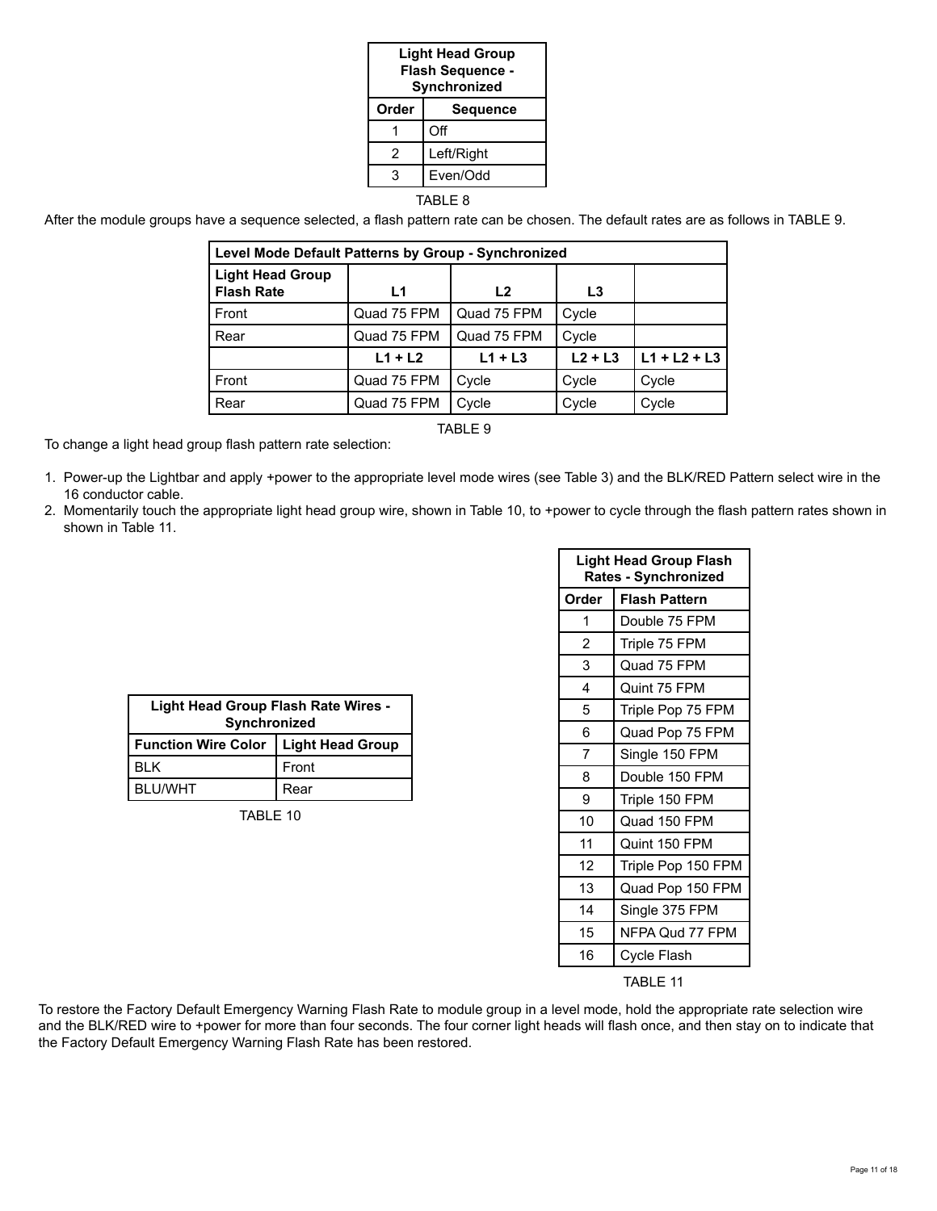| Light Head Group Flash Sequence - Synchronized | |
|---|---|
| **Order** | **Sequence** |
| 1 | Off |
| 2 | Left/Right |
| 3 | Even/Odd |

TABLE 8

After the module groups have a sequence selected, a flash pattern rate can be chosen. The default rates are as follows in TABLE 9.

| Level Mode Default Patterns by Group - Synchronized | | | | |
|---|---|---|---|---|
| **Light Head Group Flash Rate** | **L1** | **L2** | **L3** | |
| Front | Quad 75 FPM | Quad 75 FPM | Cycle | |
| Rear | Quad 75 FPM | Quad 75 FPM | Cycle | |
| | **L1 + L2** | **L1 + L3** | **L2 + L3** | **L1 + L2 + L3** |
| Front | Quad 75 FPM | Cycle | Cycle | Cycle |
| Rear | Quad 75 FPM | Cycle | Cycle | Cycle |

TABLE 9

To change a light head group flash pattern rate selection:

1. Power-up the Lightbar and apply +power to the appropriate level mode wires (see Table 3) and the BLK/RED Pattern select wire in the 16 conductor cable.
2. Momentarily touch the appropriate light head group wire, shown in Table 10, to +power to cycle through the flash pattern rates shown in shown in Table 11.

| Light Head Group Flash Rate Wires - Synchronized | |
|---|---|
| **Function Wire Color** | **Light Head Group** |
| BLK | Front |
| BLU/WHT | Rear |

TABLE 10

| Light Head Group Flash Rates - Synchronized | |
|---|---|
| **Order** | **Flash Pattern** |
| 1 | Double 75 FPM |
| 2 | Triple 75 FPM |
| 3 | Quad 75 FPM |
| 4 | Quint 75 FPM |
| 5 | Triple Pop 75 FPM |
| 6 | Quad Pop 75 FPM |
| 7 | Single 150 FPM |
| 8 | Double 150 FPM |
| 9 | Triple 150 FPM |
| 10 | Quad 150 FPM |
| 11 | Quint 150 FPM |
| 12 | Triple Pop 150 FPM |
| 13 | Quad Pop 150 FPM |
| 14 | Single 375 FPM |
| 15 | NFPA Qud 77 FPM |
| 16 | Cycle Flash |

TABLE 11

To restore the Factory Default Emergency Warning Flash Rate to module group in a level mode, hold the appropriate rate selection wire and the BLK/RED wire to +power for more than four seconds. The four corner light heads will flash once, and then stay on to indicate that the Factory Default Emergency Warning Flash Rate has been restored.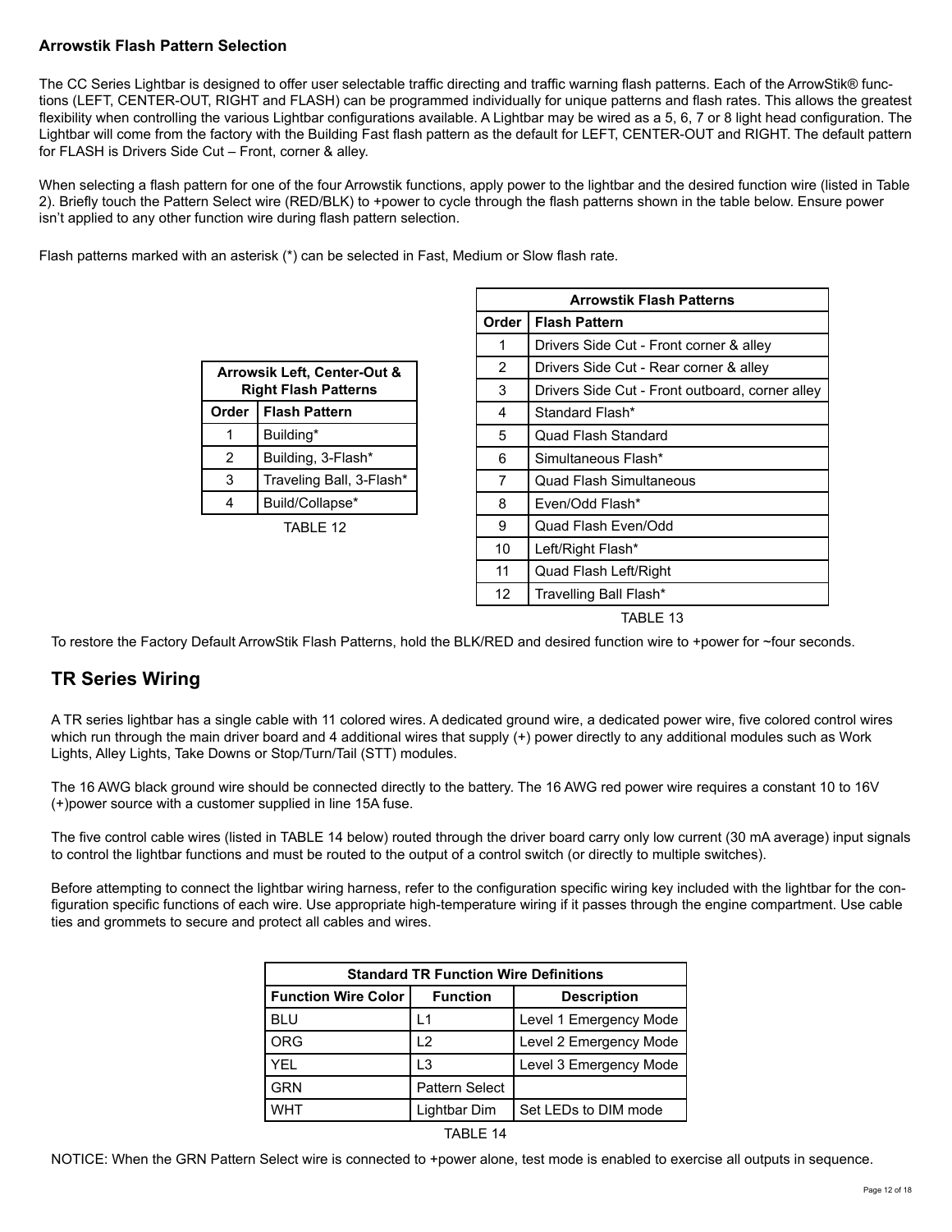### Arrowstik Flash Pattern Selection

The CC Series Lightbar is designed to offer user selectable traffic directing and traffic warning flash patterns. Each of the ArrowStik® functions (LEFT, CENTER-OUT, RIGHT and FLASH) can be programmed individually for unique patterns and flash rates. This allows the greatest flexibility when controlling the various Lightbar configurations available. A Lightbar may be wired as a 5, 6, 7 or 8 light head configuration. The Lightbar will come from the factory with the Building Fast flash pattern as the default for LEFT, CENTER-OUT and RIGHT. The default pattern for FLASH is Drivers Side Cut – Front, corner & alley.

When selecting a flash pattern for one of the four Arrowstik functions, apply power to the lightbar and the desired function wire (listed in Table 2). Briefly touch the Pattern Select wire (RED/BLK) to +power to cycle through the flash patterns shown in the table below. Ensure power isn't applied to any other function wire during flash pattern selection.

Flash patterns marked with an asterisk (*) can be selected in Fast, Medium or Slow flash rate.

| Arrowsik Left, Center-Out & Right Flash Patterns | |
|---|---|
| **Order** | **Flash Pattern** |
| 1 | Building* |
| 2 | Building, 3-Flash* |
| 3 | Traveling Ball, 3-Flash* |
| 4 | Build/Collapse* |

TABLE 12

| Arrowstik Flash Patterns | |
|---|---|
| **Order** | **Flash Pattern** |
| 1 | Drivers Side Cut - Front corner & alley |
| 2 | Drivers Side Cut - Rear corner & alley |
| 3 | Drivers Side Cut - Front outboard, corner alley |
| 4 | Standard Flash* |
| 5 | Quad Flash Standard |
| 6 | Simultaneous Flash* |
| 7 | Quad Flash Simultaneous |
| 8 | Even/Odd Flash* |
| 9 | Quad Flash Even/Odd |
| 10 | Left/Right Flash* |
| 11 | Quad Flash Left/Right |
| 12 | Travelling Ball Flash* |

TABLE 13

To restore the Factory Default ArrowStik Flash Patterns, hold the BLK/RED and desired function wire to +power for ~four seconds.

## TR Series Wiring

A TR series lightbar has a single cable with 11 colored wires. A dedicated ground wire, a dedicated power wire, five colored control wires which run through the main driver board and 4 additional wires that supply (+) power directly to any additional modules such as Work Lights, Alley Lights, Take Downs or Stop/Turn/Tail (STT) modules.

The 16 AWG black ground wire should be connected directly to the battery. The 16 AWG red power wire requires a constant 10 to 16V (+)power source with a customer supplied in line 15A fuse.

The five control cable wires (listed in TABLE 14 below) routed through the driver board carry only low current (30 mA average) input signals to control the lightbar functions and must be routed to the output of a control switch (or directly to multiple switches).

Before attempting to connect the lightbar wiring harness, refer to the configuration specific wiring key included with the lightbar for the configuration specific functions of each wire. Use appropriate high-temperature wiring if it passes through the engine compartment. Use cable ties and grommets to secure and protect all cables and wires.

| Standard TR Function Wire Definitions | | |
|---|---|---|
| **Function Wire Color** | **Function** | **Description** |
| BLU | L1 | Level 1 Emergency Mode |
| ORG | L2 | Level 2 Emergency Mode |
| YEL | L3 | Level 3 Emergency Mode |
| GRN | Pattern Select | |
| WHT | Lightbar Dim | Set LEDs to DIM mode |

TABLE 14

NOTICE: When the GRN Pattern Select wire is connected to +power alone, test mode is enabled to exercise all outputs in sequence.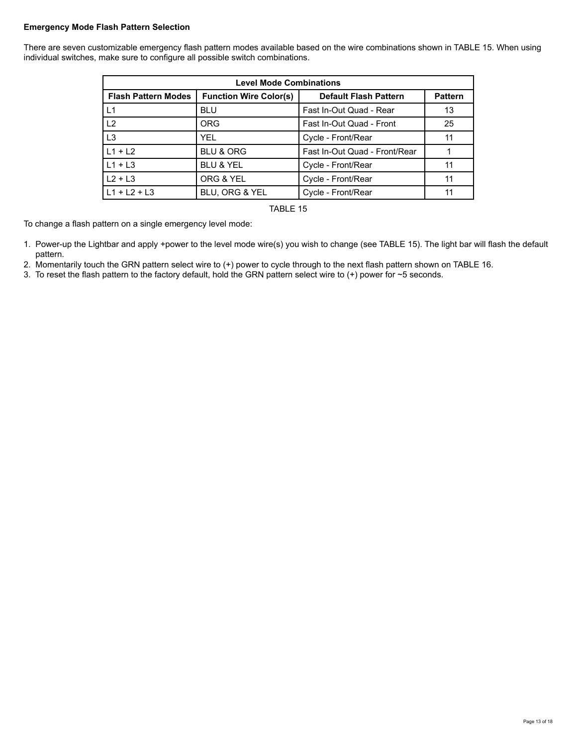**Emergency Mode Flash Pattern Selection**

There are seven customizable emergency flash pattern modes available based on the wire combinations shown in TABLE 15. When using individual switches, make sure to configure all possible switch combinations.

| Level Mode Combinations | | | |
|---|---|---|---|
| **Flash Pattern Modes** | **Function Wire Color(s)** | **Default Flash Pattern** | **Pattern** |
| L1 | BLU | Fast In-Out Quad - Rear | 13 |
| L2 | ORG | Fast In-Out Quad - Front | 25 |
| L3 | YEL | Cycle - Front/Rear | 11 |
| L1 + L2 | BLU & ORG | Fast In-Out Quad - Front/Rear | 1 |
| L1 + L3 | BLU & YEL | Cycle - Front/Rear | 11 |
| L2 + L3 | ORG & YEL | Cycle - Front/Rear | 11 |
| L1 + L2 + L3 | BLU, ORG & YEL | Cycle - Front/Rear | 11 |

TABLE 15

To change a flash pattern on a single emergency level mode:

1. Power-up the Lightbar and apply +power to the level mode wire(s) you wish to change (see TABLE 15). The light bar will flash the default pattern.
2. Momentarily touch the GRN pattern select wire to (+) power to cycle through to the next flash pattern shown on TABLE 16.
3. To reset the flash pattern to the factory default, hold the GRN pattern select wire to (+) power for ~5 seconds.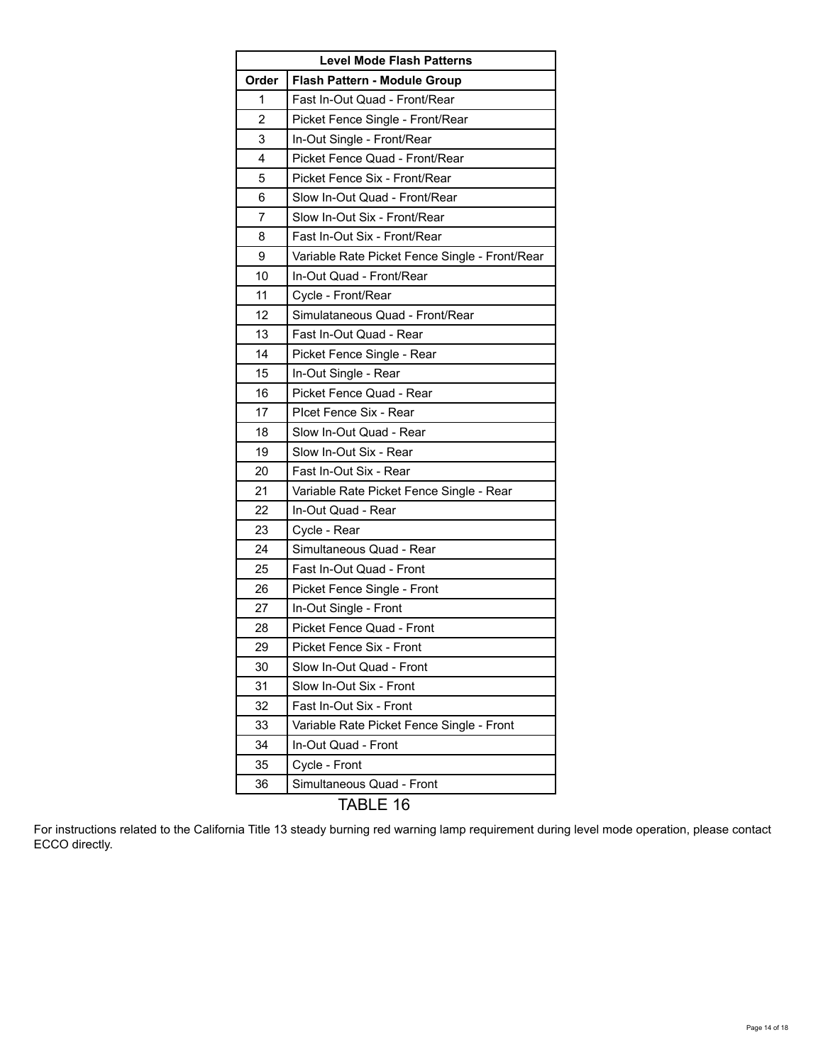| Level Mode Flash Patterns | |
|---|---|
| Order | Flash Pattern - Module Group |
| 1 | Fast In-Out Quad - Front/Rear |
| 2 | Picket Fence Single - Front/Rear |
| 3 | In-Out Single - Front/Rear |
| 4 | Picket Fence Quad - Front/Rear |
| 5 | Picket Fence Six - Front/Rear |
| 6 | Slow In-Out Quad - Front/Rear |
| 7 | Slow In-Out Six - Front/Rear |
| 8 | Fast In-Out Six - Front/Rear |
| 9 | Variable Rate Picket Fence Single - Front/Rear |
| 10 | In-Out Quad - Front/Rear |
| 11 | Cycle - Front/Rear |
| 12 | Simulataneous Quad - Front/Rear |
| 13 | Fast In-Out Quad - Rear |
| 14 | Picket Fence Single - Rear |
| 15 | In-Out Single - Rear |
| 16 | Picket Fence Quad - Rear |
| 17 | PIcet Fence Six - Rear |
| 18 | Slow In-Out Quad - Rear |
| 19 | Slow In-Out Six - Rear |
| 20 | Fast In-Out Six - Rear |
| 21 | Variable Rate Picket Fence Single - Rear |
| 22 | In-Out Quad - Rear |
| 23 | Cycle - Rear |
| 24 | Simultaneous Quad - Rear |
| 25 | Fast In-Out Quad - Front |
| 26 | Picket Fence Single - Front |
| 27 | In-Out Single - Front |
| 28 | Picket Fence Quad - Front |
| 29 | Picket Fence Six - Front |
| 30 | Slow In-Out Quad - Front |
| 31 | Slow In-Out Six - Front |
| 32 | Fast In-Out Six - Front |
| 33 | Variable Rate Picket Fence Single - Front |
| 34 | In-Out Quad - Front |
| 35 | Cycle - Front |
| 36 | Simultaneous Quad - Front |

TABLE 16

For instructions related to the California Title 13 steady burning red warning lamp requirement during level mode operation, please contact ECCO directly.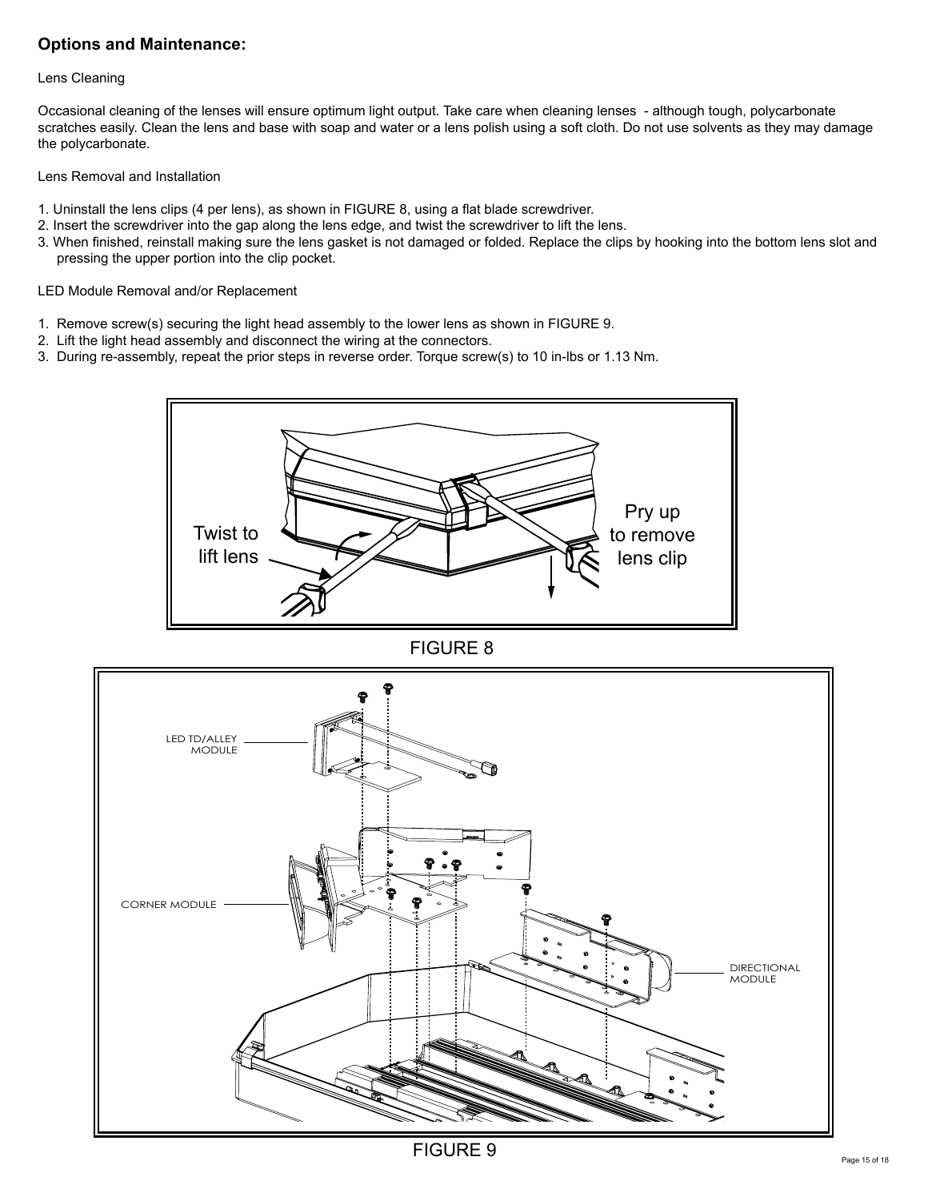## Options and Maintenance:

Lens Cleaning

Occasional cleaning of the lenses will ensure optimum light output. Take care when cleaning lenses - although tough, polycarbonate scratches easily. Clean the lens and base with soap and water or a lens polish using a soft cloth. Do not use solvents as they may damage the polycarbonate.

Lens Removal and Installation

1. Uninstall the lens clips (4 per lens), as shown in FIGURE 8, using a flat blade screwdriver.
2. Insert the screwdriver into the gap along the lens edge, and twist the screwdriver to lift the lens.
3. When finished, reinstall making sure the lens gasket is not damaged or folded. Replace the clips by hooking into the bottom lens slot and pressing the upper portion into the clip pocket.

LED Module Removal and/or Replacement

1. Remove screw(s) securing the light head assembly to the lower lens as shown in FIGURE 9.
2. Lift the light head assembly and disconnect the wiring at the connectors.
3. During re-assembly, repeat the prior steps in reverse order. Torque screw(s) to 10 in-lbs or 1.13 Nm.

Twist to lift lens

Pry up to remove lens clip

FIGURE 8

LED TD/ALLEY MODULE

CORNER MODULE

DIRECTIONAL MODULE

FIGURE 9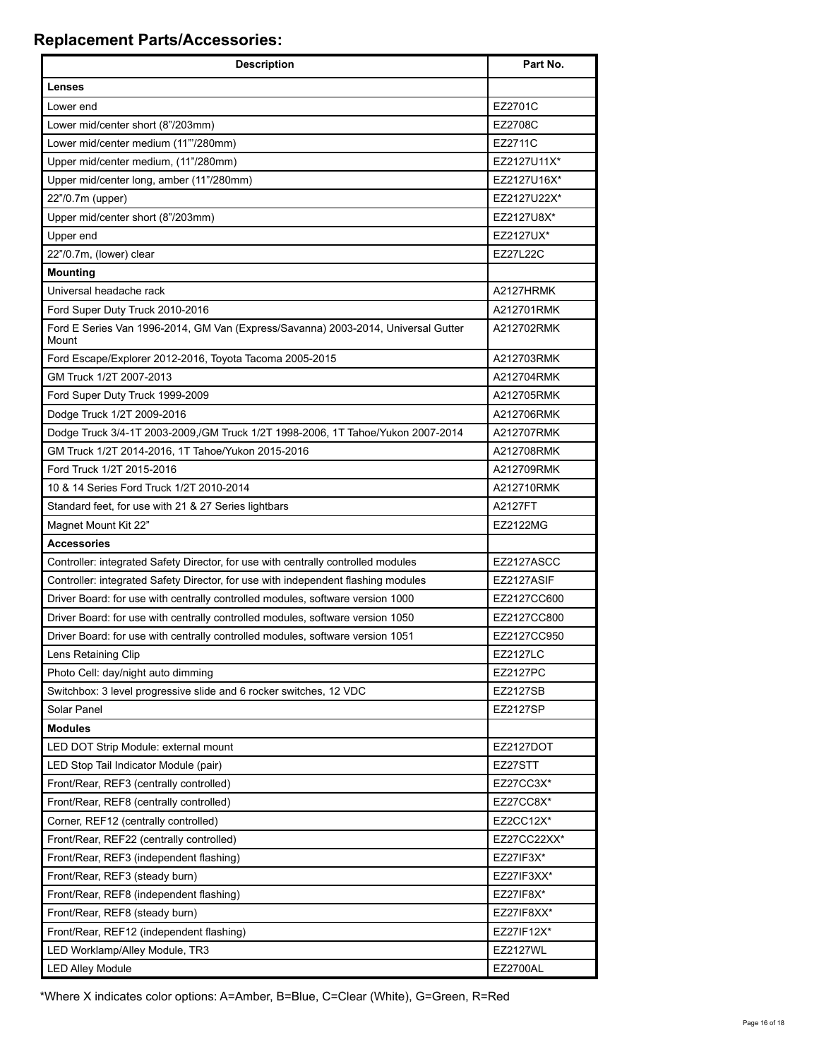## Replacement Parts/Accessories:

| Description | Part No. |
|---|---|
| **Lenses** | |
| Lower end | EZ2701C |
| Lower mid/center short (8"/203mm) | EZ2708C |
| Lower mid/center medium (11"'/280mm) | EZ2711C |
| Upper mid/center medium, (11"/280mm) | EZ2127U11X* |
| Upper mid/center long, amber (11"/280mm) | EZ2127U16X* |
| 22"/0.7m (upper) | EZ2127U22X* |
| Upper mid/center short (8"/203mm) | EZ2127U8X* |
| Upper end | EZ2127UX* |
| 22"/0.7m, (lower) clear | EZ27L22C |
| **Mounting** | |
| Universal headache rack | A2127HRMK |
| Ford Super Duty Truck 2010-2016 | A212701RMK |
| Ford E Series Van 1996-2014, GM Van (Express/Savanna) 2003-2014, Universal Gutter Mount | A212702RMK |
| Ford Escape/Explorer 2012-2016, Toyota Tacoma 2005-2015 | A212703RMK |
| GM Truck 1/2T 2007-2013 | A212704RMK |
| Ford Super Duty Truck 1999-2009 | A212705RMK |
| Dodge Truck 1/2T 2009-2016 | A212706RMK |
| Dodge Truck 3/4-1T 2003-2009,/GM Truck 1/2T 1998-2006, 1T Tahoe/Yukon 2007-2014 | A212707RMK |
| GM Truck 1/2T 2014-2016, 1T Tahoe/Yukon 2015-2016 | A212708RMK |
| Ford Truck 1/2T 2015-2016 | A212709RMK |
| 10 & 14 Series Ford Truck 1/2T 2010-2014 | A212710RMK |
| Standard feet, for use with 21 & 27 Series lightbars | A2127FT |
| Magnet Mount Kit 22" | EZ2122MG |
| **Accessories** | |
| Controller: integrated Safety Director, for use with centrally controlled modules | EZ2127ASCC |
| Controller: integrated Safety Director, for use with independent flashing modules | EZ2127ASIF |
| Driver Board: for use with centrally controlled modules, software version 1000 | EZ2127CC600 |
| Driver Board: for use with centrally controlled modules, software version 1050 | EZ2127CC800 |
| Driver Board: for use with centrally controlled modules, software version 1051 | EZ2127CC950 |
| Lens Retaining Clip | EZ2127LC |
| Photo Cell: day/night auto dimming | EZ2127PC |
| Switchbox: 3 level progressive slide and 6 rocker switches, 12 VDC | EZ2127SB |
| Solar Panel | EZ2127SP |
| **Modules** | |
| LED DOT Strip Module: external mount | EZ2127DOT |
| LED Stop Tail Indicator Module (pair) | EZ27STT |
| Front/Rear, REF3 (centrally controlled) | EZ27CC3X* |
| Front/Rear, REF8 (centrally controlled) | EZ27CC8X* |
| Corner, REF12 (centrally controlled) | EZ2CC12X* |
| Front/Rear, REF22 (centrally controlled) | EZ27CC22XX* |
| Front/Rear, REF3 (independent flashing) | EZ27IF3X* |
| Front/Rear, REF3 (steady burn) | EZ27IF3XX* |
| Front/Rear, REF8 (independent flashing) | EZ27IF8X* |
| Front/Rear, REF8 (steady burn) | EZ27IF8XX* |
| Front/Rear, REF12 (independent flashing) | EZ27IF12X* |
| LED Worklamp/Alley Module, TR3 | EZ2127WL |
| LED Alley Module | EZ2700AL |

*Where X indicates color options: A=Amber, B=Blue, C=Clear (White), G=Green, R=Red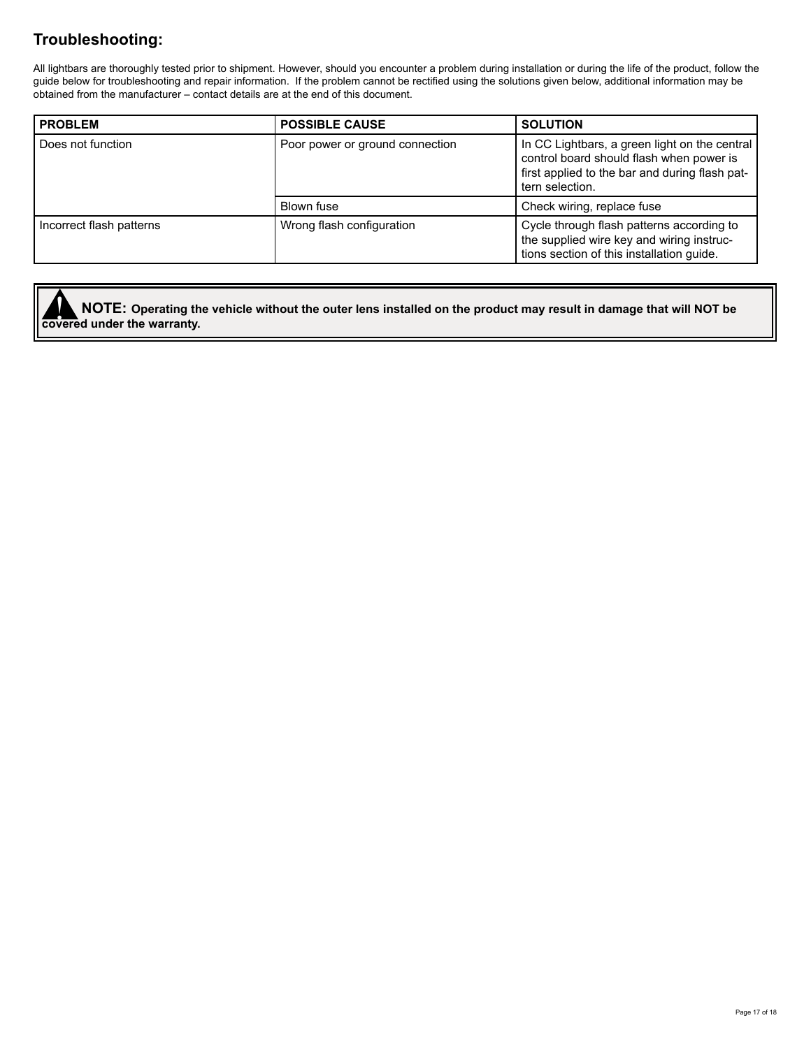## Troubleshooting:

All lightbars are thoroughly tested prior to shipment. However, should you encounter a problem during installation or during the life of the product, follow the guide below for troubleshooting and repair information. If the problem cannot be rectified using the solutions given below, additional information may be obtained from the manufacturer – contact details are at the end of this document.

| PROBLEM | POSSIBLE CAUSE | SOLUTION |
|---|---|---|
| Does not function | Poor power or ground connection | In CC Lightbars, a green light on the central control board should flash when power is first applied to the bar and during flash pattern selection. |
| | Blown fuse | Check wiring, replace fuse |
| Incorrect flash patterns | Wrong flash configuration | Cycle through flash patterns according to the supplied wire key and wiring instructions section of this installation guide. |

**NOTE: Operating the vehicle without the outer lens installed on the product may result in damage that will NOT be covered under the warranty.**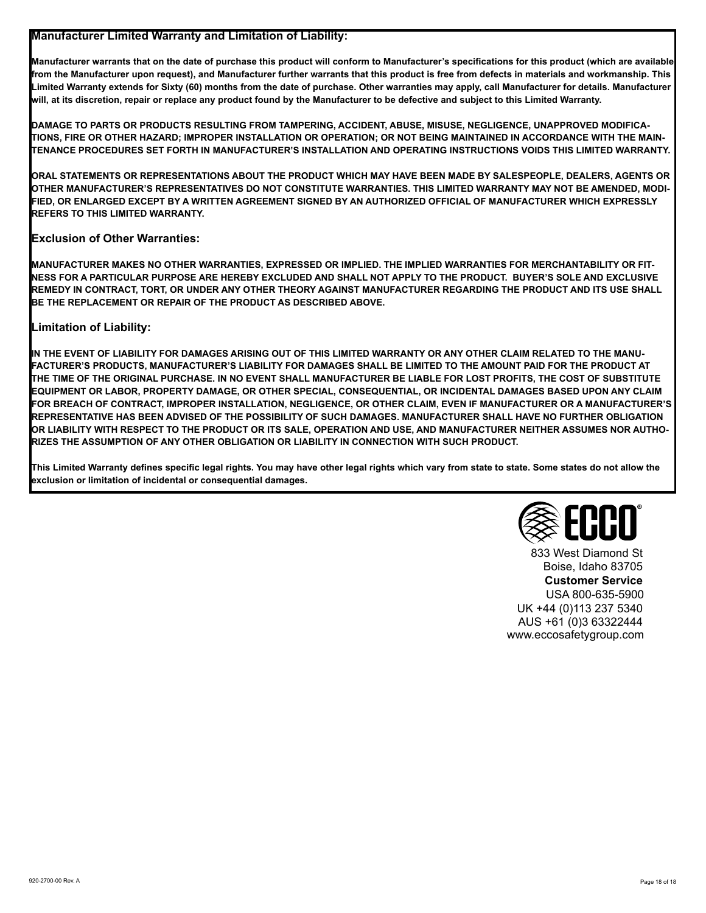## Manufacturer Limited Warranty and Limitation of Liability:

**Manufacturer warrants that on the date of purchase this product will conform to Manufacturer's specifications for this product (which are available from the Manufacturer upon request), and Manufacturer further warrants that this product is free from defects in materials and workmanship. This Limited Warranty extends for Sixty (60) months from the date of purchase. Other warranties may apply, call Manufacturer for details. Manufacturer will, at its discretion, repair or replace any product found by the Manufacturer to be defective and subject to this Limited Warranty.**

**DAMAGE TO PARTS OR PRODUCTS RESULTING FROM TAMPERING, ACCIDENT, ABUSE, MISUSE, NEGLIGENCE, UNAPPROVED MODIFICATIONS, FIRE OR OTHER HAZARD; IMPROPER INSTALLATION OR OPERATION; OR NOT BEING MAINTAINED IN ACCORDANCE WITH THE MAINTENANCE PROCEDURES SET FORTH IN MANUFACTURER'S INSTALLATION AND OPERATING INSTRUCTIONS VOIDS THIS LIMITED WARRANTY.**

**ORAL STATEMENTS OR REPRESENTATIONS ABOUT THE PRODUCT WHICH MAY HAVE BEEN MADE BY SALESPEOPLE, DEALERS, AGENTS OR OTHER MANUFACTURER'S REPRESENTATIVES DO NOT CONSTITUTE WARRANTIES. THIS LIMITED WARRANTY MAY NOT BE AMENDED, MODIFIED, OR ENLARGED EXCEPT BY A WRITTEN AGREEMENT SIGNED BY AN AUTHORIZED OFFICIAL OF MANUFACTURER WHICH EXPRESSLY REFERS TO THIS LIMITED WARRANTY.**

## Exclusion of Other Warranties:

**MANUFACTURER MAKES NO OTHER WARRANTIES, EXPRESSED OR IMPLIED. THE IMPLIED WARRANTIES FOR MERCHANTABILITY OR FITNESS FOR A PARTICULAR PURPOSE ARE HEREBY EXCLUDED AND SHALL NOT APPLY TO THE PRODUCT. BUYER'S SOLE AND EXCLUSIVE REMEDY IN CONTRACT, TORT, OR UNDER ANY OTHER THEORY AGAINST MANUFACTURER REGARDING THE PRODUCT AND ITS USE SHALL BE THE REPLACEMENT OR REPAIR OF THE PRODUCT AS DESCRIBED ABOVE.**

## Limitation of Liability:

**IN THE EVENT OF LIABILITY FOR DAMAGES ARISING OUT OF THIS LIMITED WARRANTY OR ANY OTHER CLAIM RELATED TO THE MANUFACTURER'S PRODUCTS, MANUFACTURER'S LIABILITY FOR DAMAGES SHALL BE LIMITED TO THE AMOUNT PAID FOR THE PRODUCT AT THE TIME OF THE ORIGINAL PURCHASE. IN NO EVENT SHALL MANUFACTURER BE LIABLE FOR LOST PROFITS, THE COST OF SUBSTITUTE EQUIPMENT OR LABOR, PROPERTY DAMAGE, OR OTHER SPECIAL, CONSEQUENTIAL, OR INCIDENTAL DAMAGES BASED UPON ANY CLAIM FOR BREACH OF CONTRACT, IMPROPER INSTALLATION, NEGLIGENCE, OR OTHER CLAIM, EVEN IF MANUFACTURER OR A MANUFACTURER'S REPRESENTATIVE HAS BEEN ADVISED OF THE POSSIBILITY OF SUCH DAMAGES. MANUFACTURER SHALL HAVE NO FURTHER OBLIGATION OR LIABILITY WITH RESPECT TO THE PRODUCT OR ITS SALE, OPERATION AND USE, AND MANUFACTURER NEITHER ASSUMES NOR AUTHORIZES THE ASSUMPTION OF ANY OTHER OBLIGATION OR LIABILITY IN CONNECTION WITH SUCH PRODUCT.**

**This Limited Warranty defines specific legal rights. You may have other legal rights which vary from state to state. Some states do not allow the exclusion or limitation of incidental or consequential damages.**

ECCO®

833 West Diamond St
Boise, Idaho 83705
**Customer Service**
USA 800-635-5900
UK +44 (0)113 237 5340
AUS +61 (0)3 63322444
www.eccosafetygroup.com

920-2700-00 Rev. A